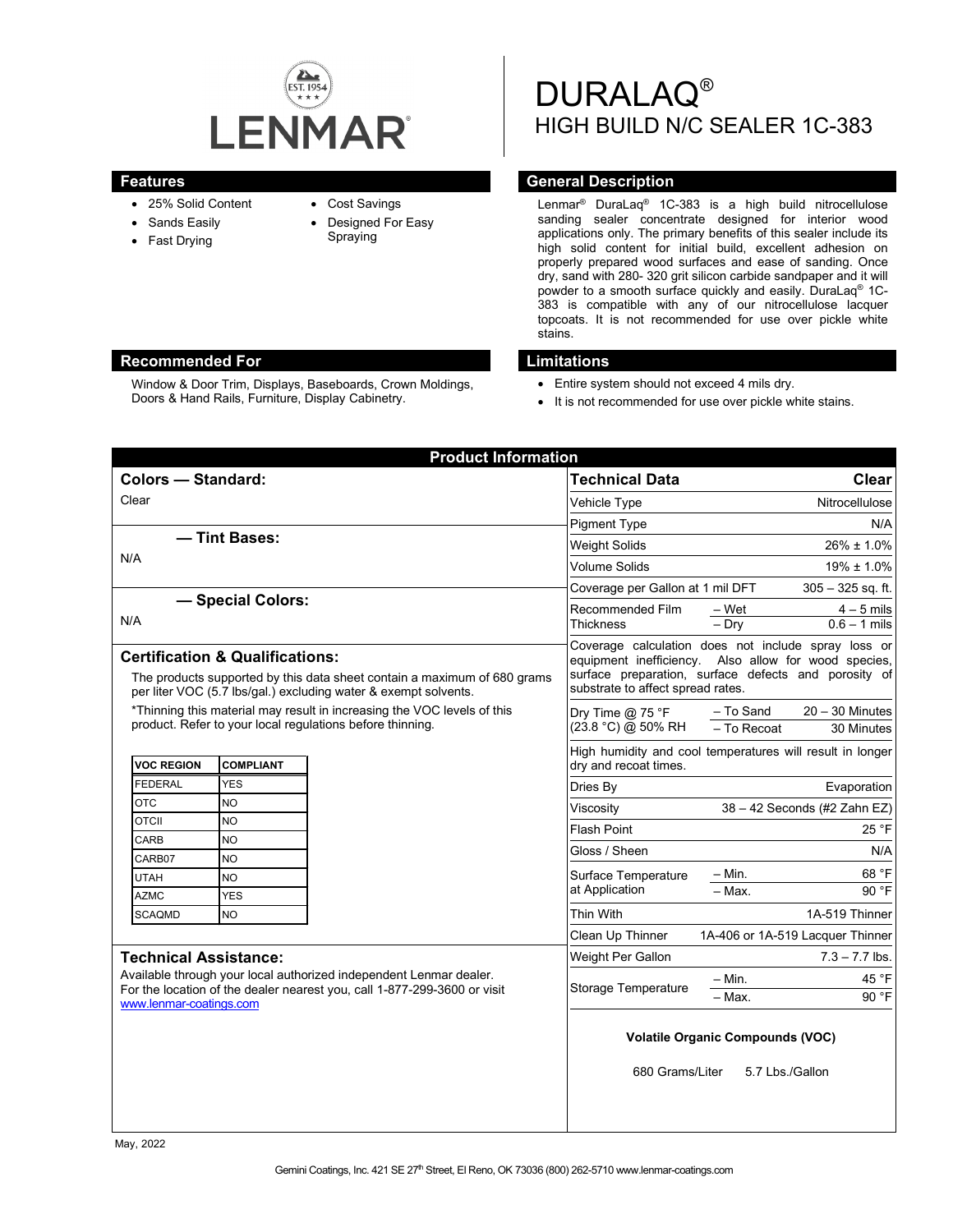# DURALAQ®

## HIGH BUILD N/C SEALER 1C-383

## Features

- 25% Solid Content
- Sands Easily
- Fast Drying
- Cost Savings
- Designed For Easy Spraying

## General Description

Lenmar® DuraLaq® 1C-383 is a high build nitrocellulose sanding sealer concentrate designed for interior wood applications only. The primary benefits of this sealer include its high solid content for initial build, excellent adhesion on properly prepared wood surfaces and ease of sanding. Once dry, sand with 280- 320 grit silicon carbide sandpaper and it will powder to a smooth surface quickly and easily. DuraLaq® 1C-383 is compatible with any of our nitrocellulose lacquer topcoats. It is not recommended for use over pickle white stains.

## Recommended For

Window & Door Trim, Displays, Baseboards, Crown Moldings, Doors & Hand Rails, Furniture, Display Cabinetry.

## Limitations

- Entire system should not exceed 4 mils dry.
- It is not recommended for use over pickle white stains.

## Product Information

### Colors — Standard:

Clear

### — Tint Bases:

N/A

### — Special Colors:

N/A

### Certification & Qualifications:

The products supported by this data sheet contain a maximum of 680 grams per liter VOC (5.7 lbs/gal.) excluding water & exempt solvents.

*Thinning this material may result in increasing the VOC levels of this product. Refer to your local regulations before thinning.

| VOC REGION | COMPLIANT |
|---|---|
| FEDERAL | YES |
| OTC | NO |
| OTCII | NO |
| CARB | NO |
| CARB07 | NO |
| UTAH | NO |
| AZMC | YES |
| SCAQMD | NO |

### Technical Assistance:

Available through your local authorized independent Lenmar dealer. For the location of the dealer nearest you, call 1-877-299-3600 or visit www.lenmar-coatings.com

| Technical Data | | Clear |
|---|---|---|
| Vehicle Type | | Nitrocellulose |
| Pigment Type | | N/A |
| Weight Solids | | 26% ± 1.0% |
| Volume Solids | | 19% ± 1.0% |
| Coverage per Gallon at 1 mil DFT | | 305 – 325 sq. ft. |
| Recommended Film Thickness | – Wet | 4 – 5 mils |
| | – Dry | 0.6 – 1 mils |

Coverage calculation does not include spray loss or equipment inefficiency. Also allow for wood species, surface preparation, surface defects and porosity of substrate to affect spread rates.

| | | |
|---|---|---|
| Dry Time @ 75 °F (23.8 °C) @ 50% RH | – To Sand | 20 – 30 Minutes |
| | – To Recoat | 30 Minutes |

High humidity and cool temperatures will result in longer dry and recoat times.

| | | |
|---|---|---|
| Dries By | | Evaporation |
| Viscosity | | 38 – 42 Seconds (#2 Zahn EZ) |
| Flash Point | | 25 °F |
| Gloss / Sheen | | N/A |
| Surface Temperature at Application | – Min. | 68 °F |
| | – Max. | 90 °F |
| Thin With | | 1A-519 Thinner |
| Clean Up Thinner | | 1A-406 or 1A-519 Lacquer Thinner |
| Weight Per Gallon | | 7.3 – 7.7 lbs. |
| Storage Temperature | – Min. | 45 °F |
| | – Max. | 90 °F |

**Volatile Organic Compounds (VOC)**

680 Grams/Liter 5.7 Lbs./Gallon

May, 2022

Gemini Coatings, Inc. 421 SE 27th Street, El Reno, OK 73036 (800) 262-5710 www.lenmar-coatings.com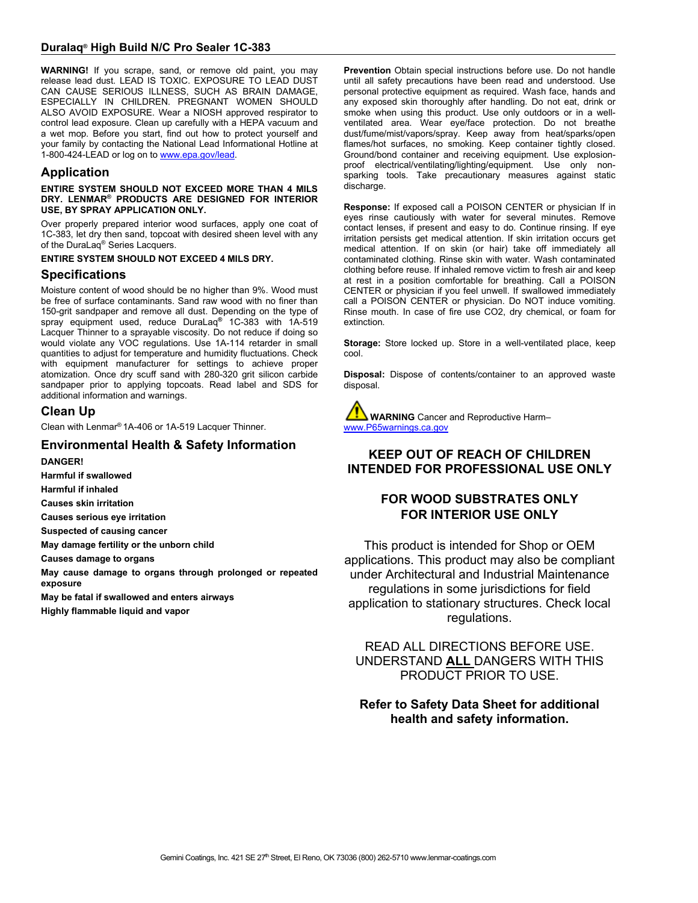WARNING! If you scrape, sand, or remove old paint, you may release lead dust. LEAD IS TOXIC. EXPOSURE TO LEAD DUST CAN CAUSE SERIOUS ILLNESS, SUCH AS BRAIN DAMAGE, ESPECIALLY IN CHILDREN. PREGNANT WOMEN SHOULD ALSO AVOID EXPOSURE. Wear a NIOSH approved respirator to control lead exposure. Clean up carefully with a HEPA vacuum and a wet mop. Before you start, find out how to protect yourself and your family by contacting the National Lead Informational Hotline at 1-800-424-LEAD or log on to www.epa.gov/lead.

## Application

**ENTIRE SYSTEM SHOULD NOT EXCEED MORE THAN 4 MILS DRY. LENMAR® PRODUCTS ARE DESIGNED FOR INTERIOR USE, BY SPRAY APPLICATION ONLY.**

Over properly prepared interior wood surfaces, apply one coat of 1C-383, let dry then sand, topcoat with desired sheen level with any of the DuraLaq® Series Lacquers.

**ENTIRE SYSTEM SHOULD NOT EXCEED 4 MILS DRY.**

## Specifications

Moisture content of wood should be no higher than 9%. Wood must be free of surface contaminants. Sand raw wood with no finer than 150-grit sandpaper and remove all dust. Depending on the type of spray equipment used, reduce DuraLaq® 1C-383 with 1A-519 Lacquer Thinner to a sprayable viscosity. Do not reduce if doing so would violate any VOC regulations. Use 1A-114 retarder in small quantities to adjust for temperature and humidity fluctuations. Check with equipment manufacturer for settings to achieve proper atomization. Once dry scuff sand with 280-320 grit silicon carbide sandpaper prior to applying topcoats. Read label and SDS for additional information and warnings.

## Clean Up

Clean with Lenmar® 1A-406 or 1A-519 Lacquer Thinner.

## Environmental Health & Safety Information

**DANGER!**

**Harmful if swallowed**

**Harmful if inhaled**

**Causes skin irritation**

**Causes serious eye irritation**

**Suspected of causing cancer**

**May damage fertility or the unborn child**

**Causes damage to organs**

**May cause damage to organs through prolonged or repeated exposure**

**May be fatal if swallowed and enters airways**

**Highly flammable liquid and vapor**

**Prevention** Obtain special instructions before use. Do not handle until all safety precautions have been read and understood. Use personal protective equipment as required. Wash face, hands and any exposed skin thoroughly after handling. Do not eat, drink or smoke when using this product. Use only outdoors or in a well-ventilated area. Wear eye/face protection. Do not breathe dust/fume/mist/vapors/spray. Keep away from heat/sparks/open flames/hot surfaces, no smoking. Keep container tightly closed. Ground/bond container and receiving equipment. Use explosion-proof electrical/ventilating/lighting/equipment. Use only non-sparking tools. Take precautionary measures against static discharge.

**Response:** If exposed call a POISON CENTER or physician If in eyes rinse cautiously with water for several minutes. Remove contact lenses, if present and easy to do. Continue rinsing. If eye irritation persists get medical attention. If skin irritation occurs get medical attention. If on skin (or hair) take off immediately all contaminated clothing. Rinse skin with water. Wash contaminated clothing before reuse. If inhaled remove victim to fresh air and keep at rest in a position comfortable for breathing. Call a POISON CENTER or physician if you feel unwell. If swallowed immediately call a POISON CENTER or physician. Do NOT induce vomiting. Rinse mouth. In case of fire use CO2, dry chemical, or foam for extinction.

**Storage:** Store locked up. Store in a well-ventilated place, keep cool.

**Disposal:** Dispose of contents/container to an approved waste disposal.

**WARNING** Cancer and Reproductive Harm– www.P65warnings.ca.gov

**KEEP OUT OF REACH OF CHILDREN**
**INTENDED FOR PROFESSIONAL USE ONLY**

**FOR WOOD SUBSTRATES ONLY**
**FOR INTERIOR USE ONLY**

This product is intended for Shop or OEM applications. This product may also be compliant under Architectural and Industrial Maintenance regulations in some jurisdictions for field application to stationary structures. Check local regulations.

READ ALL DIRECTIONS BEFORE USE. UNDERSTAND **ALL** DANGERS WITH THIS PRODUCT PRIOR TO USE.

**Refer to Safety Data Sheet for additional health and safety information.**